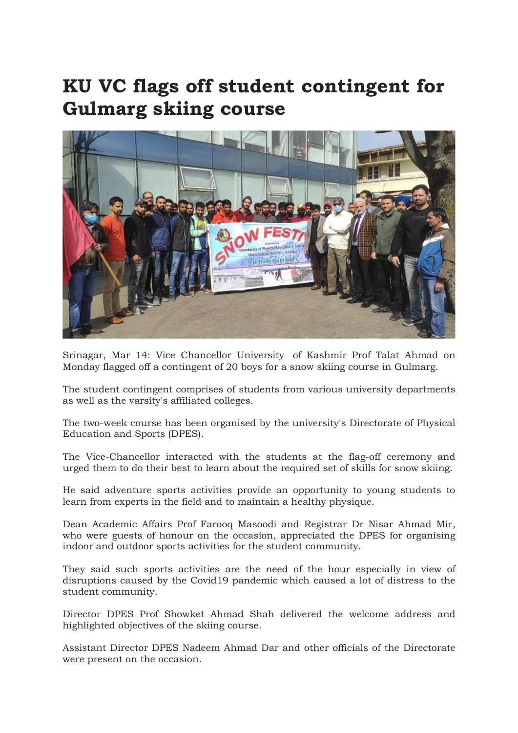# KU VC flags off student contingent for Gulmarg skiing course

Srinagar, Mar 14: Vice Chancellor University of Kashmir Prof Talat Ahmad on Monday flagged off a contingent of 20 boys for a snow skiing course in Gulmarg.

The student contingent comprises of students from various university departments as well as the varsity's affiliated colleges.

The two-week course has been organised by the university's Directorate of Physical Education and Sports (DPES).

The Vice-Chancellor interacted with the students at the flag-off ceremony and urged them to do their best to learn about the required set of skills for snow skiing.

He said adventure sports activities provide an opportunity to young students to learn from experts in the field and to maintain a healthy physique.

Dean Academic Affairs Prof Farooq Masoodi and Registrar Dr Nisar Ahmad Mir, who were guests of honour on the occasion, appreciated the DPES for organising indoor and outdoor sports activities for the student community.

They said such sports activities are the need of the hour especially in view of disruptions caused by the Covid19 pandemic which caused a lot of distress to the student community.

Director DPES Prof Showket Ahmad Shah delivered the welcome address and highlighted objectives of the skiing course.

Assistant Director DPES Nadeem Ahmad Dar and other officials of the Directorate were present on the occasion.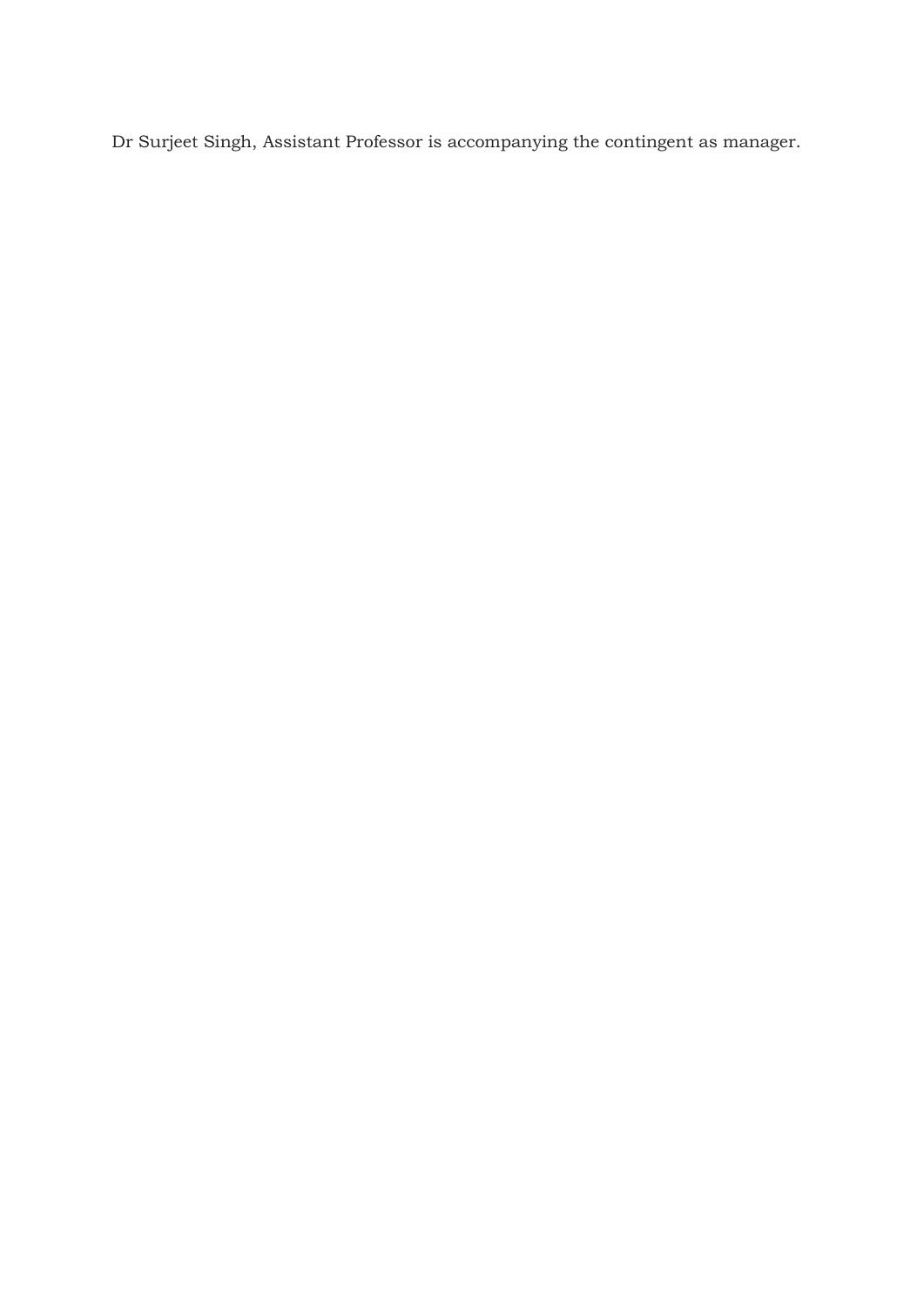Dr Surjeet Singh, Assistant Professor is accompanying the contingent as manager.